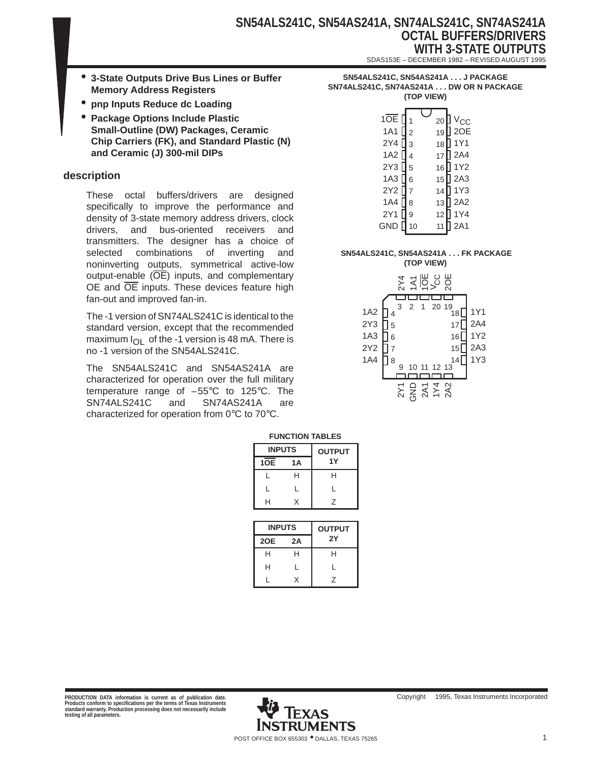# SN54ALS241C, SN54AS241A, SN74ALS241C, SN74AS241A OCTAL BUFFERS/DRIVERS WITH 3-STATE OUTPUTS

SDAS153E – DECEMBER 1982 – REVISED AUGUST 1995

- **3-State Outputs Drive Bus Lines or Buffer Memory Address Registers**
- **pnp Inputs Reduce dc Loading**
- **Package Options Include Plastic Small-Outline (DW) Packages, Ceramic Chip Carriers (FK), and Standard Plastic (N) and Ceramic (J) 300-mil DIPs**

**SN54ALS241C, SN54AS241A . . . J PACKAGE**
**SN74ALS241C, SN74AS241A . . . DW OR N PACKAGE**
**(TOP VIEW)**

| Pin | Name | Pin | Name |
|---|---|---|---|
| 1 | 1OE | 20 | $V_{CC}$ |
| 2 | 1A1 | 19 | 2OE |
| 3 | 2Y4 | 18 | 1Y1 |
| 4 | 1A2 | 17 | 2A4 |
| 5 | 2Y3 | 16 | 1Y2 |
| 6 | 1A3 | 15 | 2A3 |
| 7 | 2Y2 | 14 | 1Y3 |
| 8 | 1A4 | 13 | 2A2 |
| 9 | 2Y1 | 12 | 1Y4 |
| 10 | GND | 11 | 2A1 |

**SN54ALS241C, SN54AS241A . . . FK PACKAGE**
**(TOP VIEW)**

| Pin | Name |
|---|---|
| 1 | 1OE |
| 2 | 1A1 |
| 3 | 2Y4 |
| 4 | 1A2 |
| 5 | 2Y3 |
| 6 | 1A3 |
| 7 | 2Y2 |
| 8 | 1A4 |
| 9 | 2Y1 |
| 10 | GND |
| 11 | 2A1 |
| 12 | 1Y4 |
| 13 | 2A2 |
| 14 | 1Y3 |
| 15 | 2A3 |
| 16 | 1Y2 |
| 17 | 2A4 |
| 18 | 1Y1 |
| 19 | 2OE |
| 20 | $V_{CC}$ |

## description

These octal buffers/drivers are designed specifically to improve the performance and density of 3-state memory address drivers, clock drivers, and bus-oriented receivers and transmitters. The designer has a choice of selected combinations of inverting and noninverting outputs, symmetrical active-low output-enable (OE) inputs, and complementary OE and OE inputs. These devices feature high fan-out and improved fan-in.

The -1 version of SN74ALS241C is identical to the standard version, except that the recommended maximum $I_{OL}$ of the -1 version is 48 mA. There is no -1 version of the SN54ALS241C.

The SN54ALS241C and SN54AS241A are characterized for operation over the full military temperature range of –55°C to 125°C. The SN74ALS241C and SN74AS241A are characterized for operation from 0°C to 70°C.

**FUNCTION TABLES**

| INPUTS | | OUTPUT |
|---|---|---|
| 1OE | 1A | 1Y |
| L | H | H |
| L | L | L |
| H | X | Z |

| INPUTS | | OUTPUT |
|---|---|---|
| 2OE | 2A | 2Y |
| H | H | H |
| H | L | L |
| L | X | Z |

PRODUCTION DATA information is current as of publication date. Products conform to specifications per the terms of Texas Instruments standard warranty. Production processing does not necessarily include testing of all parameters.

Copyright © 1995, Texas Instruments Incorporated

POST OFFICE BOX 655303 • DALLAS, TEXAS 75265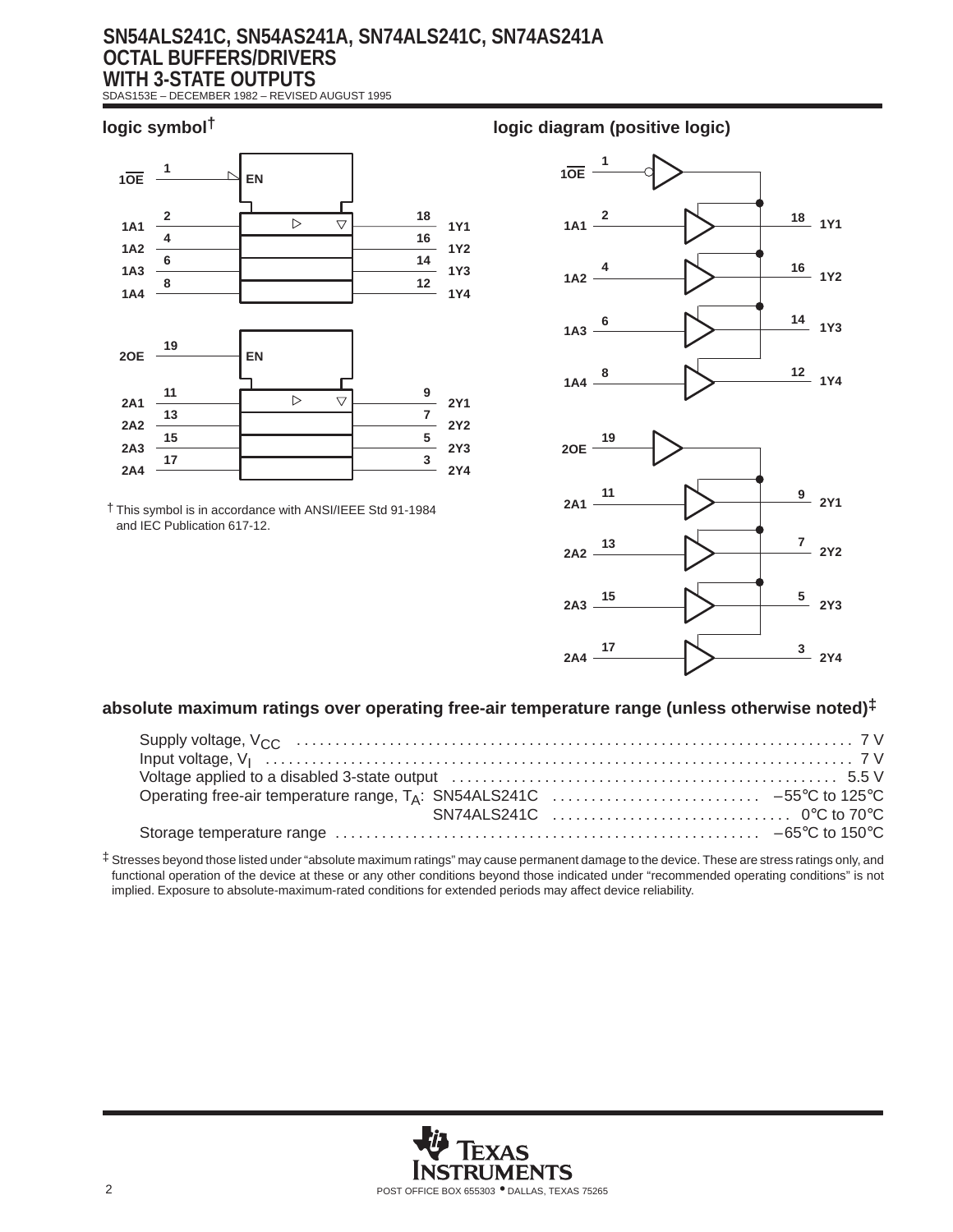### logic symbol†

1OE (1) — EN

| Input | Pin | Pin | Output |
|---|---|---|---|
| 1A1 | 2 | 18 | 1Y1 |
| 1A2 | 4 | 16 | 1Y2 |
| 1A3 | 6 | 14 | 1Y3 |
| 1A4 | 8 | 12 | 1Y4 |

2OE (19) — EN

| Input | Pin | Pin | Output |
|---|---|---|---|
| 2A1 | 11 | 9 | 2Y1 |
| 2A2 | 13 | 7 | 2Y2 |
| 2A3 | 15 | 5 | 2Y3 |
| 2A4 | 17 | 3 | 2Y4 |

† This symbol is in accordance with ANSI/IEEE Std 91-1984 and IEC Publication 617-12.

### logic diagram (positive logic)

1OE (1)

| Input | Pin | Pin | Output |
|---|---|---|---|
| 1A1 | 2 | 18 | 1Y1 |
| 1A2 | 4 | 16 | 1Y2 |
| 1A3 | 6 | 14 | 1Y3 |
| 1A4 | 8 | 12 | 1Y4 |

2OE (19)

| Input | Pin | Pin | Output |
|---|---|---|---|
| 2A1 | 11 | 9 | 2Y1 |
| 2A2 | 13 | 7 | 2Y2 |
| 2A3 | 15 | 5 | 2Y3 |
| 2A4 | 17 | 3 | 2Y4 |

### absolute maximum ratings over operating free-air temperature range (unless otherwise noted)‡

| Parameter | | Value |
|---|---|---|
| Supply voltage, $V_{CC}$ | | 7 V |
| Input voltage, $V_I$ | | 7 V |
| Voltage applied to a disabled 3-state output | | 5.5 V |
| Operating free-air temperature range, $T_A$: | SN54ALS241C | –55°C to 125°C |
| | SN74ALS241C | 0°C to 70°C |
| Storage temperature range | | –65°C to 150°C |

‡ Stresses beyond those listed under “absolute maximum ratings” may cause permanent damage to the device. These are stress ratings only, and functional operation of the device at these or any other conditions beyond those indicated under “recommended operating conditions” is not implied. Exposure to absolute-maximum-rated conditions for extended periods may affect device reliability.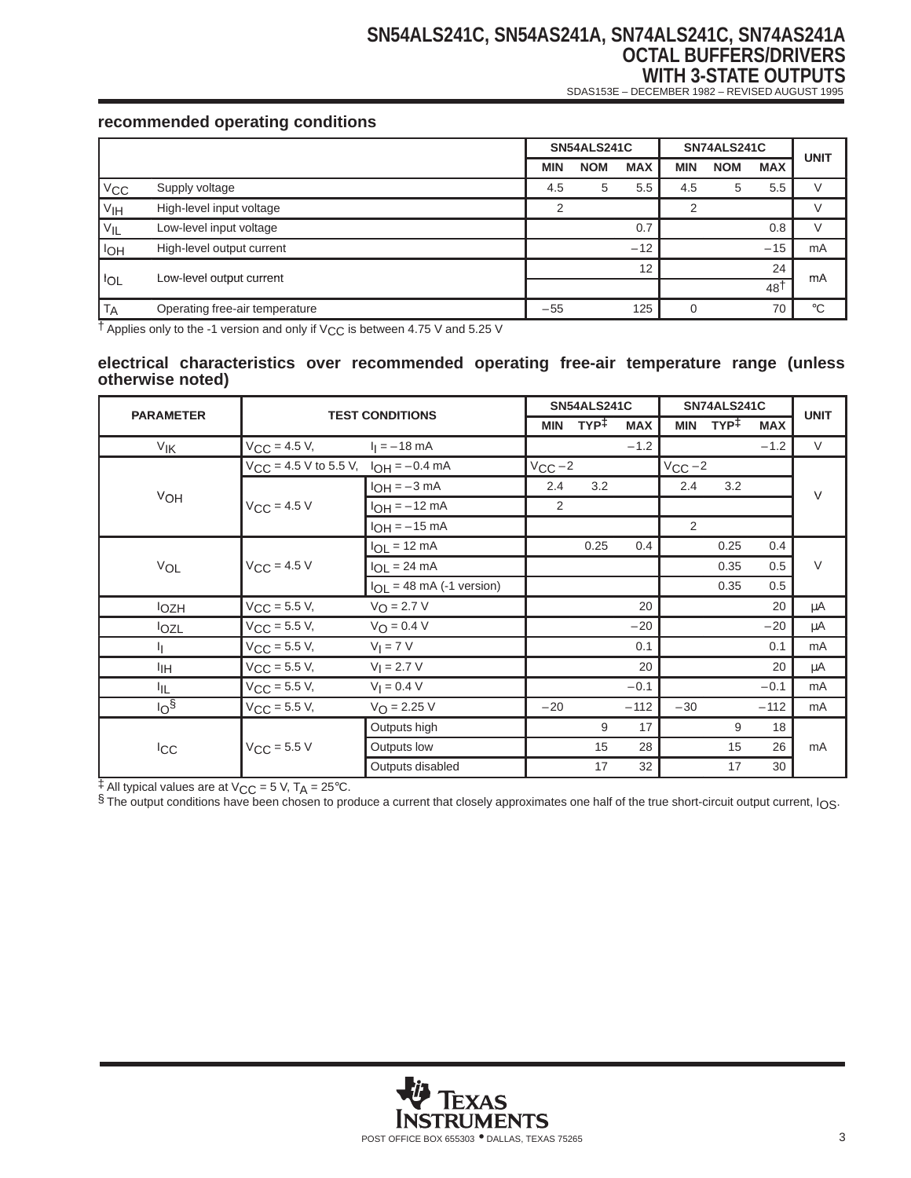## recommended operating conditions

| | | SN54ALS241C | | | SN74ALS241C | | | UNIT |
|---|---|---|---|---|---|---|---|---|
| | | MIN | NOM | MAX | MIN | NOM | MAX | |
| $V_{CC}$ | Supply voltage | 4.5 | 5 | 5.5 | 4.5 | 5 | 5.5 | V |
| $V_{IH}$ | High-level input voltage | 2 | | | 2 | | | V |
| $V_{IL}$ | Low-level input voltage | | | 0.7 | | | 0.8 | V |
| $I_{OH}$ | High-level output current | | | −12 | | | −15 | mA |
| $I_{OL}$ | Low-level output current | | | 12 | | | 24 | mA |
| | | | | | | | 48† | |
| $T_A$ | Operating free-air temperature | −55 | | 125 | 0 | | 70 | °C |

† Applies only to the -1 version and only if $V_{CC}$ is between 4.75 V and 5.25 V

## electrical characteristics over recommended operating free-air temperature range (unless otherwise noted)

| PARAMETER | TEST CONDITIONS | | SN54ALS241C | | | SN74ALS241C | | | UNIT |
|---|---|---|---|---|---|---|---|---|---|
| | | | MIN | TYP‡ | MAX | MIN | TYP‡ | MAX | |
| $V_{IK}$ | $V_{CC}$ = 4.5 V, | $I_I$ = −18 mA | | | −1.2 | | | −1.2 | V |
| $V_{OH}$ | $V_{CC}$ = 4.5 V to 5.5 V, | $I_{OH}$ = −0.4 mA | $V_{CC}$ −2 | | | $V_{CC}$ −2 | | | V |
| | $V_{CC}$ = 4.5 V | $I_{OH}$ = −3 mA | 2.4 | 3.2 | | 2.4 | 3.2 | | |
| | | $I_{OH}$ = −12 mA | 2 | | | | | | |
| | | $I_{OH}$ = −15 mA | | | | 2 | | | |
| $V_{OL}$ | $V_{CC}$ = 4.5 V | $I_{OL}$ = 12 mA | | 0.25 | 0.4 | | 0.25 | 0.4 | V |
| | | $I_{OL}$ = 24 mA | | | | | 0.35 | 0.5 | |
| | | $I_{OL}$ = 48 mA (-1 version) | | | | | 0.35 | 0.5 | |
| $I_{OZH}$ | $V_{CC}$ = 5.5 V, | $V_O$ = 2.7 V | | | 20 | | | 20 | μA |
| $I_{OZL}$ | $V_{CC}$ = 5.5 V, | $V_O$ = 0.4 V | | | −20 | | | −20 | μA |
| $I_I$ | $V_{CC}$ = 5.5 V, | $V_I$ = 7 V | | | 0.1 | | | 0.1 | mA |
| $I_{IH}$ | $V_{CC}$ = 5.5 V, | $V_I$ = 2.7 V | | | 20 | | | 20 | μA |
| $I_{IL}$ | $V_{CC}$ = 5.5 V, | $V_I$ = 0.4 V | | | −0.1 | | | −0.1 | mA |
| $I_O$§ | $V_{CC}$ = 5.5 V, | $V_O$ = 2.25 V | −20 | | −112 | −30 | | −112 | mA |
| $I_{CC}$ | $V_{CC}$ = 5.5 V | Outputs high | | 9 | 17 | | 9 | 18 | mA |
| | | Outputs low | | 15 | 28 | | 15 | 26 | |
| | | Outputs disabled | | 17 | 32 | | 17 | 30 | |

‡ All typical values are at $V_{CC}$ = 5 V, $T_A$ = 25°C.

§ The output conditions have been chosen to produce a current that closely approximates one half of the true short-circuit output current, $I_{OS}$.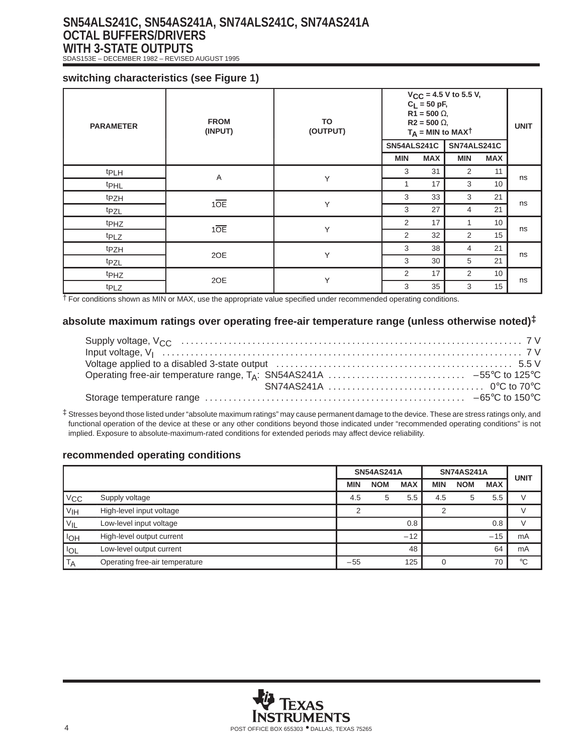## switching characteristics (see Figure 1)

| PARAMETER | FROM (INPUT) | TO (OUTPUT) | $V_{CC}$ = 4.5 V to 5.5 V, $C_L$ = 50 pF, R1 = 500 Ω, R2 = 500 Ω, $T_A$ = MIN to MAX† | | | | UNIT |
|---|---|---|---|---|---|---|---|
| | | | SN54ALS241C | | SN74ALS241C | | |
| | | | MIN | MAX | MIN | MAX | |
| $t_{PLH}$ | A | Y | 3 | 31 | 2 | 11 | ns |
| $t_{PHL}$ | | | 1 | 17 | 3 | 10 | |
| $t_{PZH}$ | $1\overline{OE}$ | Y | 3 | 33 | 3 | 21 | ns |
| $t_{PZL}$ | | | 3 | 27 | 4 | 21 | |
| $t_{PHZ}$ | $1\overline{OE}$ | Y | 2 | 17 | 1 | 10 | ns |
| $t_{PLZ}$ | | | 2 | 32 | 2 | 15 | |
| $t_{PZH}$ | 2OE | Y | 3 | 38 | 4 | 21 | ns |
| $t_{PZL}$ | | | 3 | 30 | 5 | 21 | |
| $t_{PHZ}$ | 2OE | Y | 2 | 17 | 2 | 10 | ns |
| $t_{PLZ}$ | | | 3 | 35 | 3 | 15 | |

† For conditions shown as MIN or MAX, use the appropriate value specified under recommended operating conditions.

## absolute maximum ratings over operating free-air temperature range (unless otherwise noted)‡

- Supply voltage, $V_{CC}$ ........ 7 V
- Input voltage, $V_I$ ........ 7 V
- Voltage applied to a disabled 3-state output ........ 5.5 V
- Operating free-air temperature range, $T_A$: SN54AS241A ........ –55°C to 125°C
- SN74AS241A ........ 0°C to 70°C
- Storage temperature range ........ –65°C to 150°C

‡ Stresses beyond those listed under "absolute maximum ratings" may cause permanent damage to the device. These are stress ratings only, and functional operation of the device at these or any other conditions beyond those indicated under "recommended operating conditions" is not implied. Exposure to absolute-maximum-rated conditions for extended periods may affect device reliability.

## recommended operating conditions

| | | SN54AS241A | | | SN74AS241A | | | UNIT |
|---|---|---|---|---|---|---|---|---|
| | | MIN | NOM | MAX | MIN | NOM | MAX | |
| $V_{CC}$ | Supply voltage | 4.5 | 5 | 5.5 | 4.5 | 5 | 5.5 | V |
| $V_{IH}$ | High-level input voltage | 2 | | | 2 | | | V |
| $V_{IL}$ | Low-level input voltage | | | 0.8 | | | 0.8 | V |
| $I_{OH}$ | High-level output current | | | –12 | | | –15 | mA |
| $I_{OL}$ | Low-level output current | | | 48 | | | 64 | mA |
| $T_A$ | Operating free-air temperature | –55 | | 125 | 0 | | 70 | °C |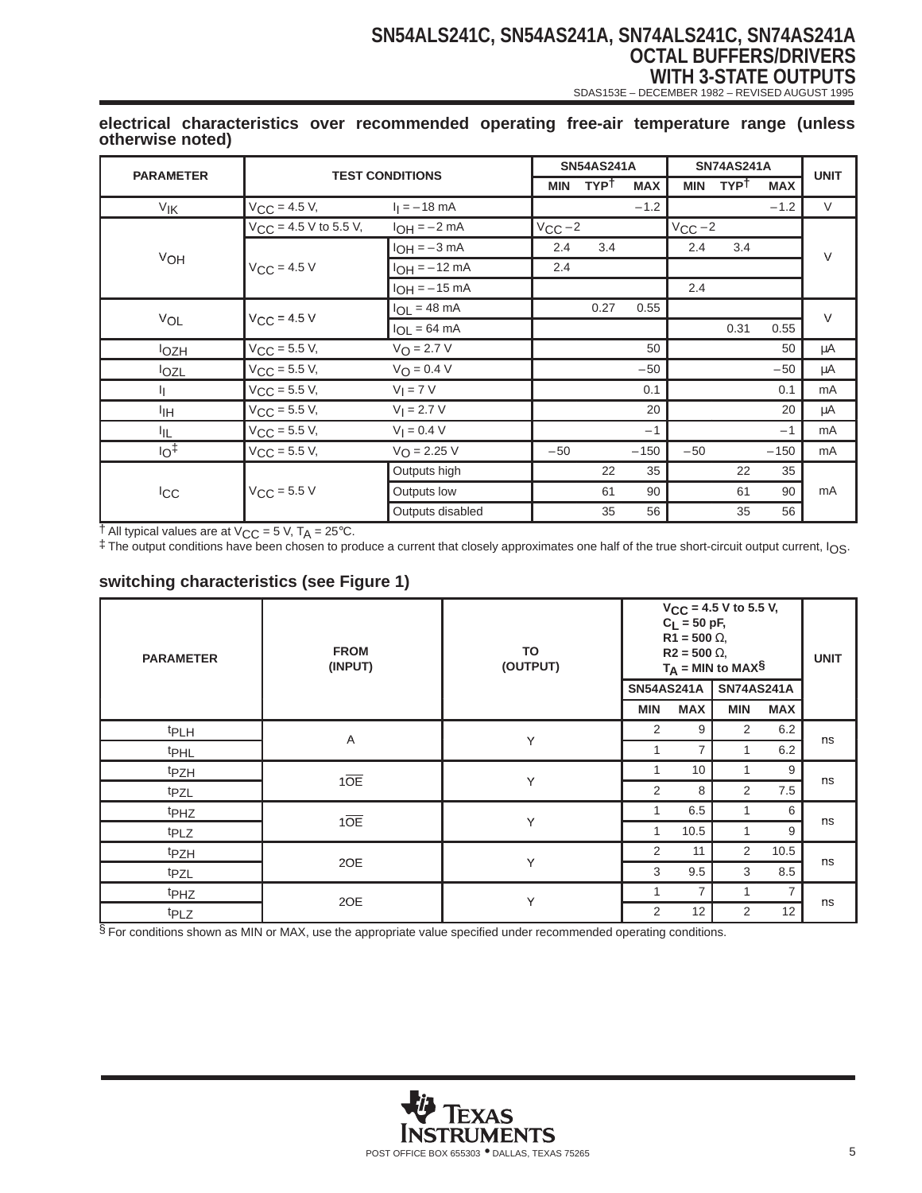## electrical characteristics over recommended operating free-air temperature range (unless otherwise noted)

| PARAMETER | TEST CONDITIONS | | SN54AS241A | | | SN74AS241A | | | UNIT |
|---|---|---|---|---|---|---|---|---|---|
| | | | MIN | TYP† | MAX | MIN | TYP† | MAX | |
| $V_{IK}$ | $V_{CC}$ = 4.5 V, | $I_I$ = –18 mA | | | –1.2 | | | –1.2 | V |
| $V_{OH}$ | $V_{CC}$ = 4.5 V to 5.5 V, | $I_{OH}$ = –2 mA | $V_{CC}$ –2 | | | $V_{CC}$ –2 | | | V |
| | $V_{CC}$ = 4.5 V | $I_{OH}$ = –3 mA | 2.4 | 3.4 | | 2.4 | 3.4 | | |
| | | $I_{OH}$ = –12 mA | 2.4 | | | | | | |
| | | $I_{OH}$ = –15 mA | | | | 2.4 | | | |
| $V_{OL}$ | $V_{CC}$ = 4.5 V | $I_{OL}$ = 48 mA | | 0.27 | 0.55 | | | | V |
| | | $I_{OL}$ = 64 mA | | | | | 0.31 | 0.55 | |
| $I_{OZH}$ | $V_{CC}$ = 5.5 V, | $V_O$ = 2.7 V | | | 50 | | | 50 | μA |
| $I_{OZL}$ | $V_{CC}$ = 5.5 V, | $V_O$ = 0.4 V | | | –50 | | | –50 | μA |
| $I_I$ | $V_{CC}$ = 5.5 V, | $V_I$ = 7 V | | | 0.1 | | | 0.1 | mA |
| $I_{IH}$ | $V_{CC}$ = 5.5 V, | $V_I$ = 2.7 V | | | 20 | | | 20 | μA |
| $I_{IL}$ | $V_{CC}$ = 5.5 V, | $V_I$ = 0.4 V | | | –1 | | | –1 | mA |
| $I_O$‡ | $V_{CC}$ = 5.5 V, | $V_O$ = 2.25 V | –50 | | –150 | –50 | | –150 | mA |
| $I_{CC}$ | $V_{CC}$ = 5.5 V | Outputs high | | 22 | 35 | | 22 | 35 | mA |
| | | Outputs low | | 61 | 90 | | 61 | 90 | |
| | | Outputs disabled | | 35 | 56 | | 35 | 56 | |

† All typical values are at $V_{CC}$ = 5 V, $T_A$ = 25°C.
‡ The output conditions have been chosen to produce a current that closely approximates one half of the true short-circuit output current, $I_{OS}$.

## switching characteristics (see Figure 1)

| PARAMETER | FROM (INPUT) | TO (OUTPUT) | $V_{CC}$ = 4.5 V to 5.5 V, $C_L$ = 50 pF, R1 = 500 Ω, R2 = 500 Ω, $T_A$ = MIN to MAX§ | | | | UNIT |
|---|---|---|---|---|---|---|---|
| | | | SN54AS241A | | SN74AS241A | | |
| | | | MIN | MAX | MIN | MAX | |
| $t_{PLH}$ | A | Y | 2 | 9 | 2 | 6.2 | ns |
| $t_{PHL}$ | | | 1 | 7 | 1 | 6.2 | |
| $t_{PZH}$ | $1\overline{OE}$ | Y | 1 | 10 | 1 | 9 | ns |
| $t_{PZL}$ | | | 2 | 8 | 2 | 7.5 | |
| $t_{PHZ}$ | $1\overline{OE}$ | Y | 1 | 6.5 | 1 | 6 | ns |
| $t_{PLZ}$ | | | 1 | 10.5 | 1 | 9 | |
| $t_{PZH}$ | 2OE | Y | 2 | 11 | 2 | 10.5 | ns |
| $t_{PZL}$ | | | 3 | 9.5 | 3 | 8.5 | |
| $t_{PHZ}$ | 2OE | Y | 1 | 7 | 1 | 7 | ns |
| $t_{PLZ}$ | | | 2 | 12 | 2 | 12 | |

§ For conditions shown as MIN or MAX, use the appropriate value specified under recommended operating conditions.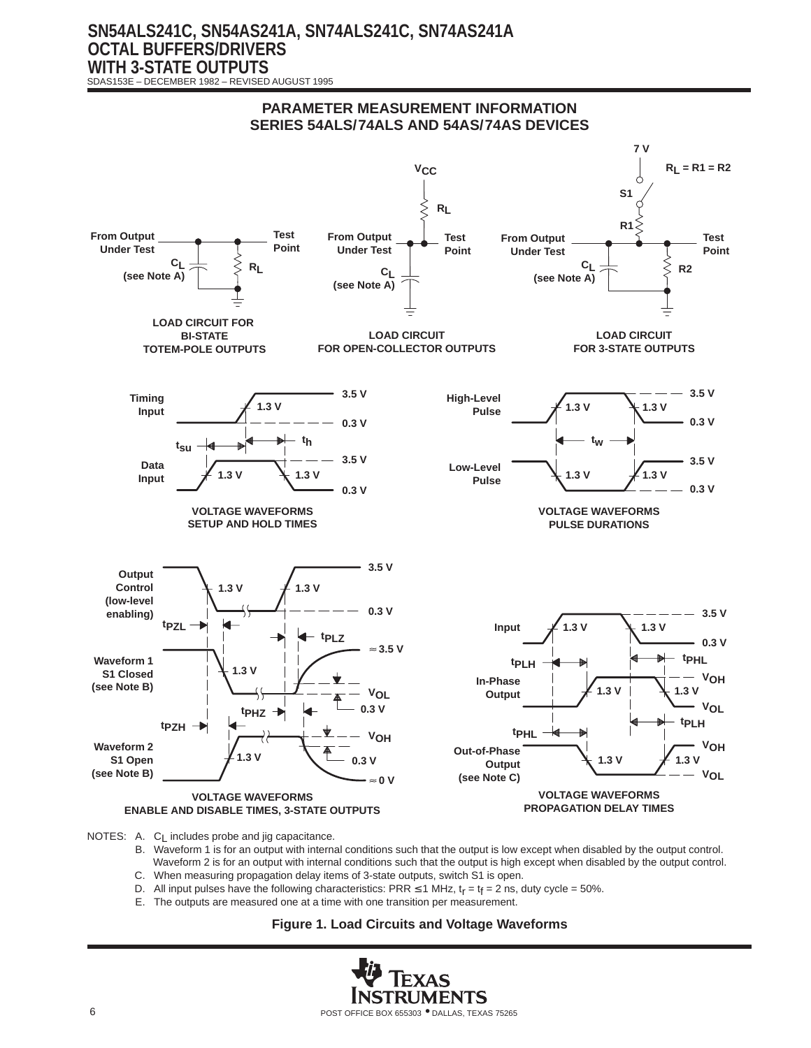## PARAMETER MEASUREMENT INFORMATION
## SERIES 54ALS/74ALS AND 54AS/74AS DEVICES

From Output Under Test
Test Point
$C_L$ (see Note A)
$R_L$

LOAD CIRCUIT FOR BI-STATE TOTEM-POLE OUTPUTS

$V_{CC}$
$R_L$
From Output Under Test
Test Point
$C_L$ (see Note A)

LOAD CIRCUIT FOR OPEN-COLLECTOR OUTPUTS

7 V
$R_L$ = R1 = R2
S1
R1
From Output Under Test
Test Point
$C_L$ (see Note A)
R2

LOAD CIRCUIT FOR 3-STATE OUTPUTS

Timing Input
1.3 V
3.5 V
0.3 V
$t_{su}$
$t_h$
Data Input
1.3 V
1.3 V
3.5 V
0.3 V

VOLTAGE WAVEFORMS SETUP AND HOLD TIMES

High-Level Pulse
1.3 V
1.3 V
3.5 V
0.3 V
$t_w$
Low-Level Pulse
1.3 V
1.3 V
3.5 V
0.3 V

VOLTAGE WAVEFORMS PULSE DURATIONS

Output Control (low-level enabling)
1.3 V
1.3 V
3.5 V
0.3 V
$t_{PZL}$
$t_{PLZ}$
≈ 3.5 V
Waveform 1 S1 Closed (see Note B)
1.3 V
$V_{OL}$
0.3 V
$t_{PHZ}$
$t_{PZH}$
$V_{OH}$
Waveform 2 S1 Open (see Note B)
1.3 V
0.3 V
≈ 0 V

VOLTAGE WAVEFORMS ENABLE AND DISABLE TIMES, 3-STATE OUTPUTS

Input
1.3 V
1.3 V
3.5 V
0.3 V
$t_{PLH}$
$t_{PHL}$
In-Phase Output
1.3 V
1.3 V
$V_{OH}$
$V_{OL}$
$t_{PHL}$
$t_{PLH}$
Out-of-Phase Output (see Note C)
1.3 V
1.3 V
$V_{OH}$
$V_{OL}$

VOLTAGE WAVEFORMS PROPAGATION DELAY TIMES

NOTES: A. $C_L$ includes probe and jig capacitance.
B. Waveform 1 is for an output with internal conditions such that the output is low except when disabled by the output control. Waveform 2 is for an output with internal conditions such that the output is high except when disabled by the output control.
C. When measuring propagation delay items of 3-state outputs, switch S1 is open.
D. All input pulses have the following characteristics: PRR ≤ 1 MHz, $t_r = t_f = 2$ ns, duty cycle = 50%.
E. The outputs are measured one at a time with one transition per measurement.

**Figure 1. Load Circuits and Voltage Waveforms**